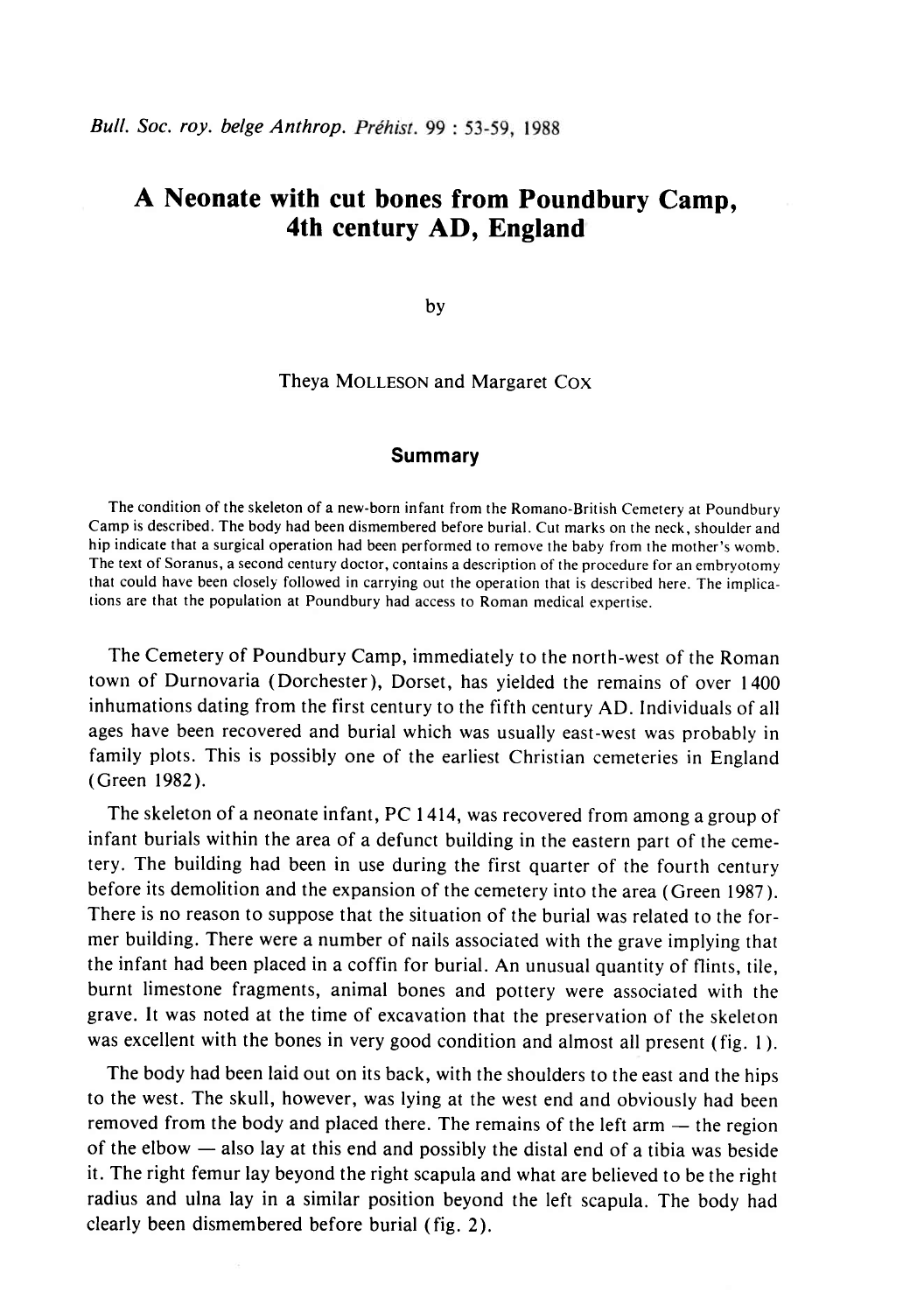# A Neonate with cut bones from Poundbury Camp, 4th century AD, England

by

Theya Molleson and Margaret Cox

## Summary

The condition of the skeleton of a new-born infant from the Romano-British Cemetery at Poundbury Camp is described. The body had been dismembered before burial. Cut marks on the neck, shoulder and hip indicate that a surgical operation had been performed to remove the baby from the mother's womb. The text of Soranus, a second century doctor, contains a description of the procedure for an embryotomy that could have been closely followed in carrying out the operation that is described here. The implications are that the population at Poundbury had access to Roman medical expertise.

The Cemetery of Poundbury Camp, immediately to the north-west of the Roman town of Durnovaria (Dorchester), Dorset, has yielded the remains of over 1400 inhumations dating from the first century to the fifth century AD. Individuals of all ages have been recovered and burial which was usually east-west was probably in family plots. This is possibly one of the earliest Christian cemeteries in England (Green 1982).

The skeleton of a neonate infant, PC 1414, was recovered from among a group of infant burials within the area of a defunct building in the eastern part of the cemetery. The building had been in use during the first quarter of the fourth century before its demolition and the expansion of the cemetery into the area (Green 1987). There is no reason to suppose that the situation of the burial was related to the former building. There were a number of nails associated with the grave implying that the infant had been placed in a coffin for burial. An unusual quantity of flints, tile, burnt limestone fragments, animal bones and pottery were associated with the grave. It was noted at the time of excavation that the preservation of the skeleton was excellent with the bones in very good condition and almost all present (fig. 1).

The body had been laid out on its back, with the shoulders to the east and the hips to the west. The skull, however, was lying at the west end and obviously had been removed from the body and placed there. The remains of the left arm — the region of the elbow — also lay at this end and possibly the distal end of a tibia was beside it. The right femur lay beyond the right scapula and what are believed to be the right radius and ulna lay in a similar position beyond the left scapula. The body had clearly been dismembered before burial (fig. 2).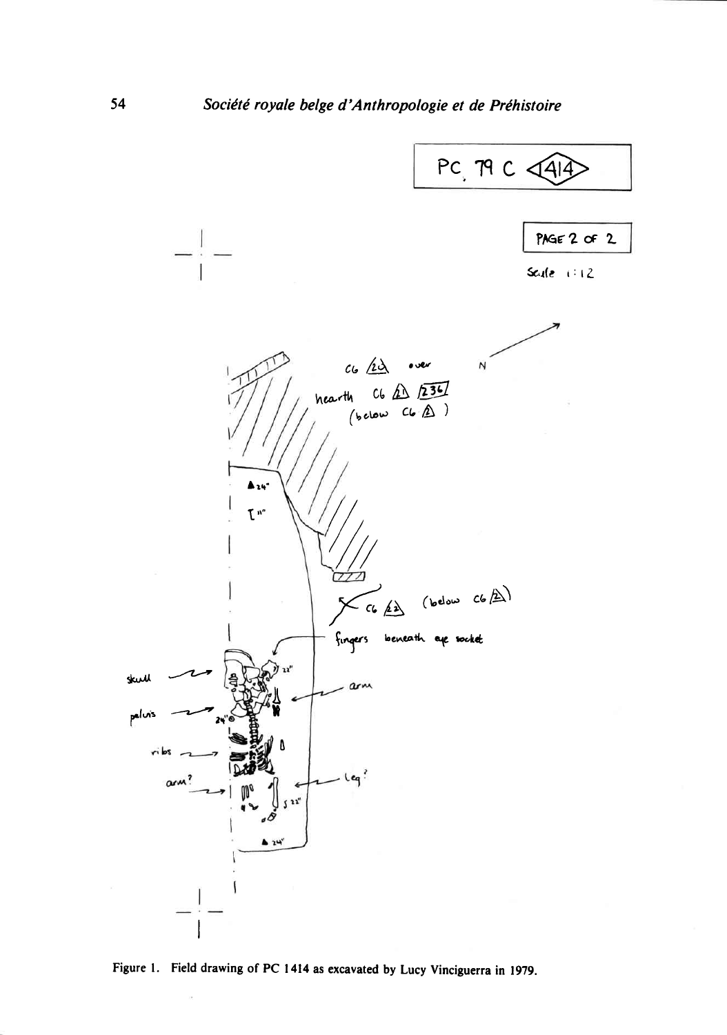PC 79 C 1414

PAGE 2 OF 2

Scale 1:12

N

C6 20 over hearth C6 21 236 (below C6 2)

C6 22 (below C6 2)

fingers beneath eye socket

skull

pelvis

ribs

arm?

arm

leg?

Figure 1. Field drawing of PC 1414 as excavated by Lucy Vinciguerra in 1979.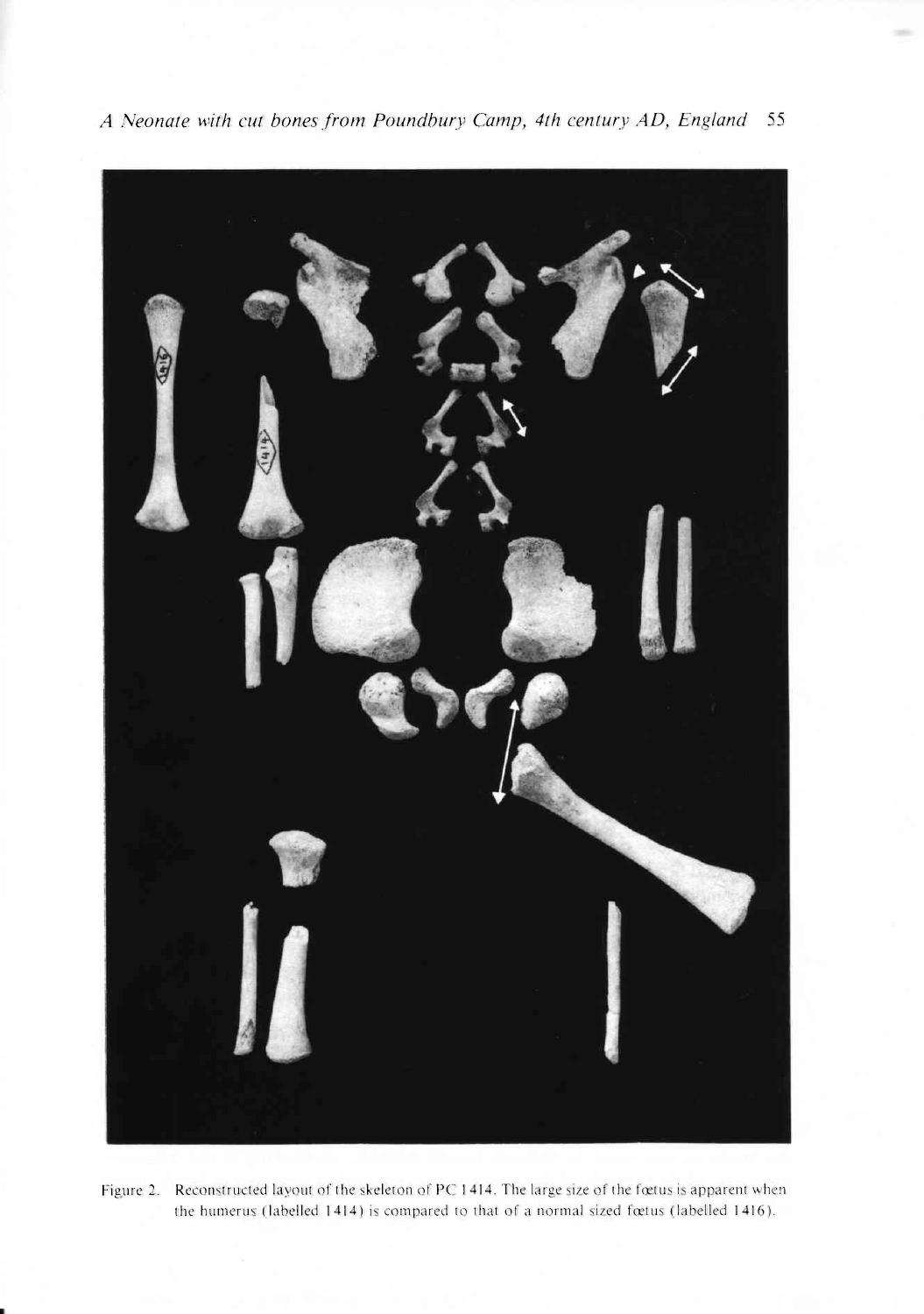Figure 2. Reconstructed layout of the skeleton of PC 1414. The large size of the fœtus is apparent when the humerus (labelled 1414) is compared to that of a normal sized fœtus (labelled 1416).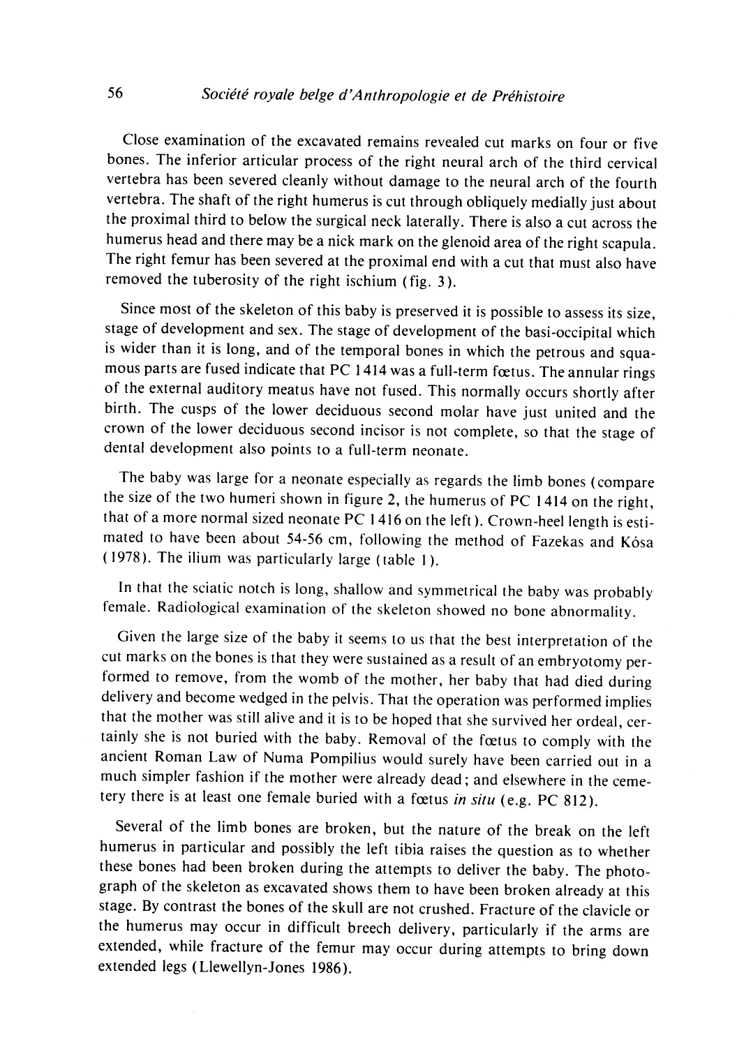Close examination of the excavated remains revealed cut marks on four or five bones. The inferior articular process of the right neural arch of the third cervical vertebra has been severed cleanly without damage to the neural arch of the fourth vertebra. The shaft of the right humerus is cut through obliquely medially just about the proximal third to below the surgical neck laterally. There is also a cut across the humerus head and there may be a nick mark on the glenoid area of the right scapula. The right femur has been severed at the proximal end with a cut that must also have removed the tuberosity of the right ischium (fig. 3).

Since most of the skeleton of this baby is preserved it is possible to assess its size, stage of development and sex. The stage of development of the basi-occipital which is wider than it is long, and of the temporal bones in which the petrous and squamous parts are fused indicate that PC 1414 was a full-term fœtus. The annular rings of the external auditory meatus have not fused. This normally occurs shortly after birth. The cusps of the lower deciduous second molar have just united and the crown of the lower deciduous second incisor is not complete, so that the stage of dental development also points to a full-term neonate.

The baby was large for a neonate especially as regards the limb bones (compare the size of the two humeri shown in figure 2, the humerus of PC 1414 on the right, that of a more normal sized neonate PC 1416 on the left). Crown-heel length is estimated to have been about 54-56 cm, following the method of Fazekas and Kósa (1978). The ilium was particularly large (table 1).

In that the sciatic notch is long, shallow and symmetrical the baby was probably female. Radiological examination of the skeleton showed no bone abnormality.

Given the large size of the baby it seems to us that the best interpretation of the cut marks on the bones is that they were sustained as a result of an embryotomy performed to remove, from the womb of the mother, her baby that had died during delivery and become wedged in the pelvis. That the operation was performed implies that the mother was still alive and it is to be hoped that she survived her ordeal, certainly she is not buried with the baby. Removal of the fœtus to comply with the ancient Roman Law of Numa Pompilius would surely have been carried out in a much simpler fashion if the mother were already dead; and elsewhere in the cemetery there is at least one female buried with a fœtus *in situ* (e.g. PC 812).

Several of the limb bones are broken, but the nature of the break on the left humerus in particular and possibly the left tibia raises the question as to whether these bones had been broken during the attempts to deliver the baby. The photograph of the skeleton as excavated shows them to have been broken already at this stage. By contrast the bones of the skull are not crushed. Fracture of the clavicle or the humerus may occur in difficult breech delivery, particularly if the arms are extended, while fracture of the femur may occur during attempts to bring down extended legs (Llewellyn-Jones 1986).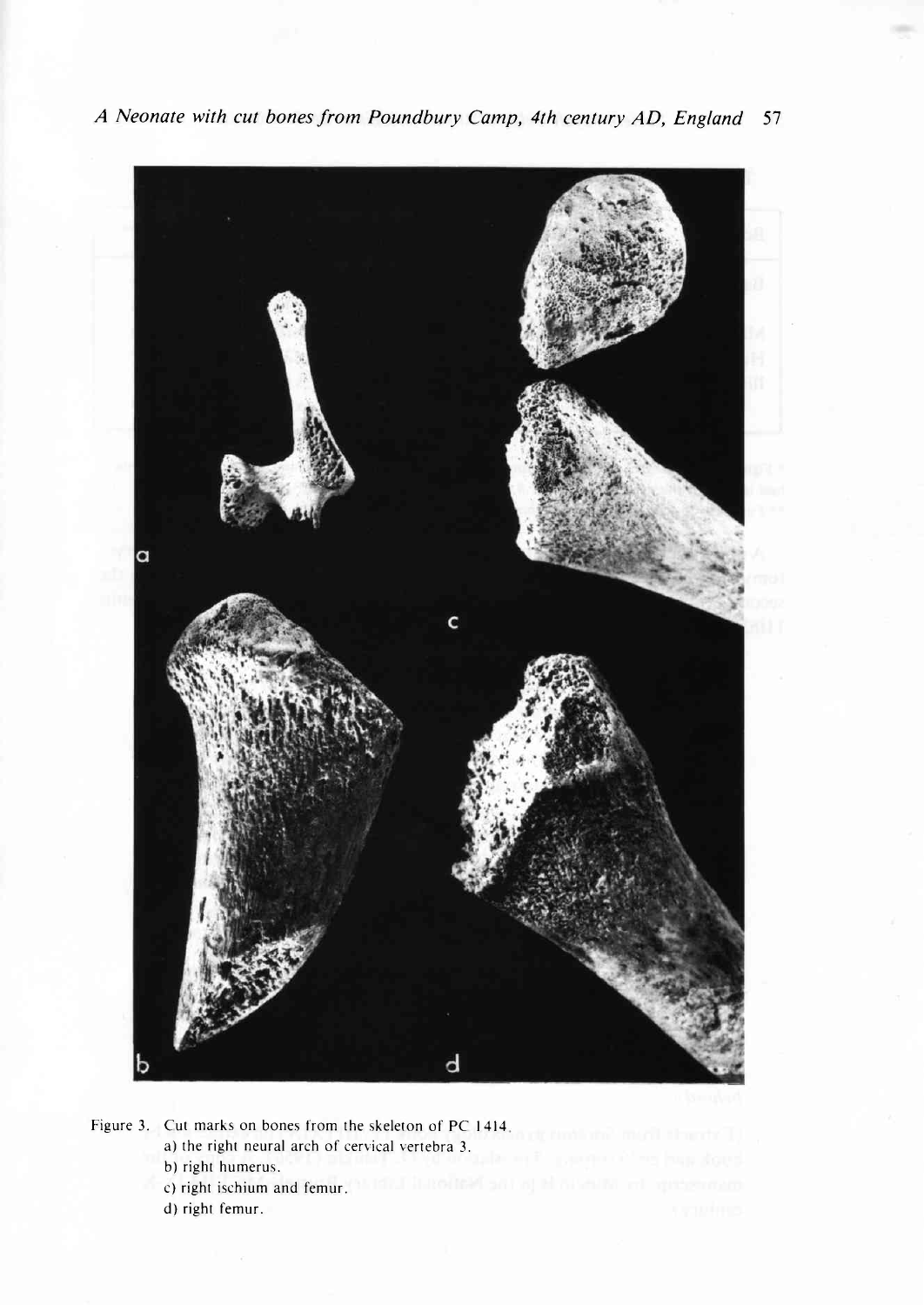Figure 3. Cut marks on bones from the skeleton of PC 1414.
a) the right neural arch of cervical vertebra 3.
b) right humerus.
c) right ischium and femur.
d) right femur.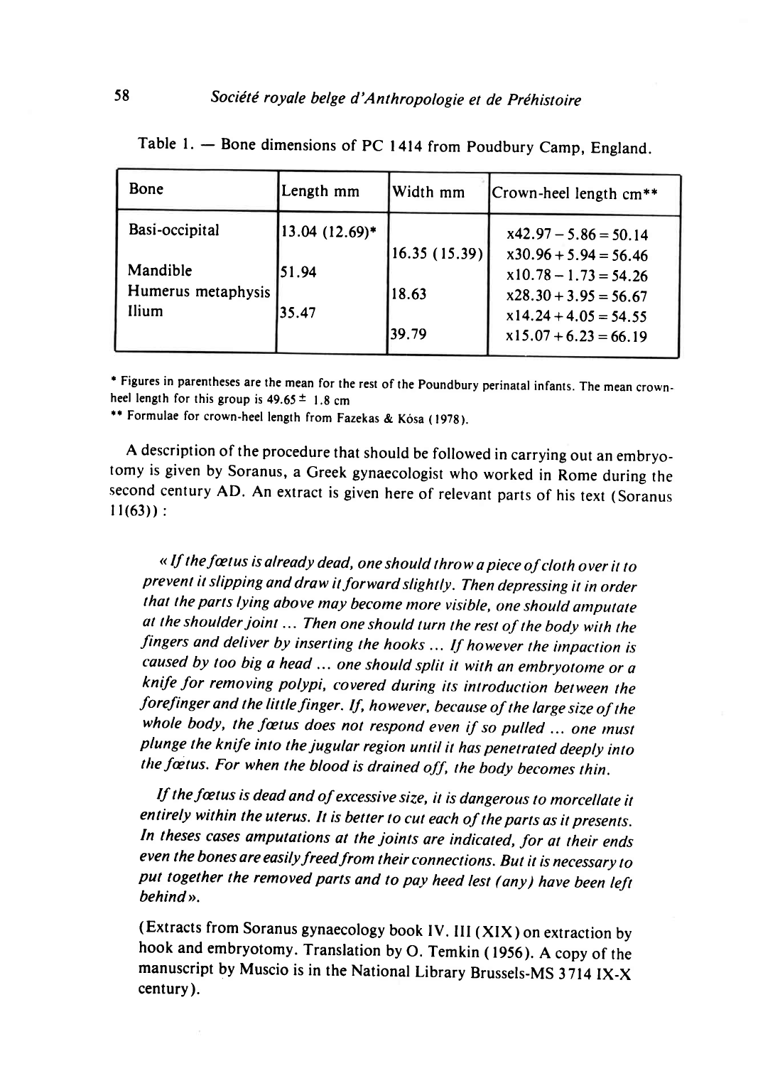Table 1. — Bone dimensions of PC 1414 from Poudbury Camp, England.

| Bone | Length mm | Width mm | Crown-heel length cm** |
|---|---|---|---|
| Basi-occipital | 13.04 (12.69)* | | $\times 42.97 - 5.86 = 50.14$ |
| | | 16.35 (15.39) | $\times 30.96 + 5.94 = 56.46$ |
| Mandible | 51.94 | | $\times 10.78 - 1.73 = 54.26$ |
| Humerus metaphysis | | 18.63 | $\times 28.30 + 3.95 = 56.67$ |
| Ilium | 35.47 | | $\times 14.24 + 4.05 = 54.55$ |
| | | 39.79 | $\times 15.07 + 6.23 = 66.19$ |

* Figures in parentheses are the mean for the rest of the Poundbury perinatal infants. The mean crown-heel length for this group is $49.65 \pm 1.8$ cm

** Formulae for crown-heel length from Fazekas & Kósa (1978).

A description of the procedure that should be followed in carrying out an embryotomy is given by Soranus, a Greek gynaecologist who worked in Rome during the second century AD. An extract is given here of relevant parts of his text (Soranus 11(63)):

> *« If the fœtus is already dead, one should throw a piece of cloth over it to prevent it slipping and draw it forward slightly. Then depressing it in order that the parts lying above may become more visible, one should amputate at the shoulder joint ... Then one should turn the rest of the body with the fingers and deliver by inserting the hooks ... If however the impaction is caused by too big a head ... one should split it with an embryotome or a knife for removing polypi, covered during its introduction between the forefinger and the little finger. If, however, because of the large size of the whole body, the fœtus does not respond even if so pulled ... one must plunge the knife into the jugular region until it has penetrated deeply into the fœtus. For when the blood is drained off, the body becomes thin.*
>
> *If the fœtus is dead and of excessive size, it is dangerous to morcellate it entirely within the uterus. It is better to cut each of the parts as it presents. In theses cases amputations at the joints are indicated, for at their ends even the bones are easily freed from their connections. But it is necessary to put together the removed parts and to pay heed lest (any) have been left behind».*

(Extracts from Soranus gynaecology book IV. III (XIX) on extraction by hook and embryotomy. Translation by O. Temkin (1956). A copy of the manuscript by Muscio is in the National Library Brussels-MS 3714 IX-X century).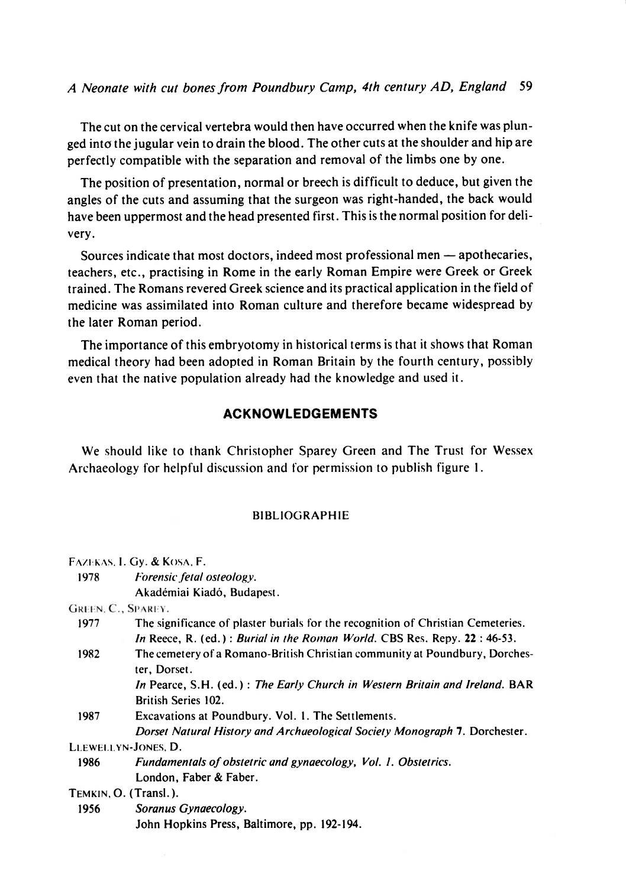The cut on the cervical vertebra would then have occurred when the knife was plunged into the jugular vein to drain the blood. The other cuts at the shoulder and hip are perfectly compatible with the separation and removal of the limbs one by one.

The position of presentation, normal or breech is difficult to deduce, but given the angles of the cuts and assuming that the surgeon was right-handed, the back would have been uppermost and the head presented first. This is the normal position for delivery.

Sources indicate that most doctors, indeed most professional men — apothecaries, teachers, etc., practising in Rome in the early Roman Empire were Greek or Greek trained. The Romans revered Greek science and its practical application in the field of medicine was assimilated into Roman culture and therefore became widespread by the later Roman period.

The importance of this embryotomy in historical terms is that it shows that Roman medical theory had been adopted in Roman Britain by the fourth century, possibly even that the native population already had the knowledge and used it.

## ACKNOWLEDGEMENTS

We should like to thank Christopher Sparey Green and The Trust for Wessex Archaeology for helpful discussion and for permission to publish figure 1.

### BIBLIOGRAPHIE

FAZEKAS, I. Gy. & KOSA, F.

1978 *Forensic fetal osteology.*
Akadémiai Kiadó, Budapest.

GREEN, C., SPAREY.

1977 The significance of plaster burials for the recognition of Christian Cemeteries.
*In* Reece, R. (ed.) : *Burial in the Roman World.* CBS Res. Repy. **22** : 46-53.

1982 The cemetery of a Romano-British Christian community at Poundbury, Dorchester, Dorset.
*In* Pearce, S.H. (ed.) : *The Early Church in Western Britain and Ireland.* BAR British Series 102.

1987 Excavations at Poundbury. Vol. 1. The Settlements.
*Dorset Natural History and Archaeological Society Monograph* **7**. Dorchester.

LLEWELLYN-JONES, D.

1986 *Fundamentals of obstetric and gynaecology, Vol. 1. Obstetrics.*
London, Faber & Faber.

TEMKIN, O. (Transl.).

1956 *Soranus Gynaecology.*
John Hopkins Press, Baltimore, pp. 192-194.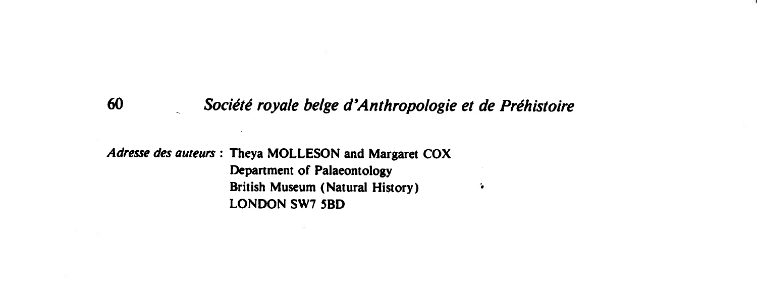*Adresse des auteurs* : **Theya MOLLESON and Margaret COX**
**Department of Palaeontology**
**British Museum (Natural History)**
**LONDON SW7 5BD**